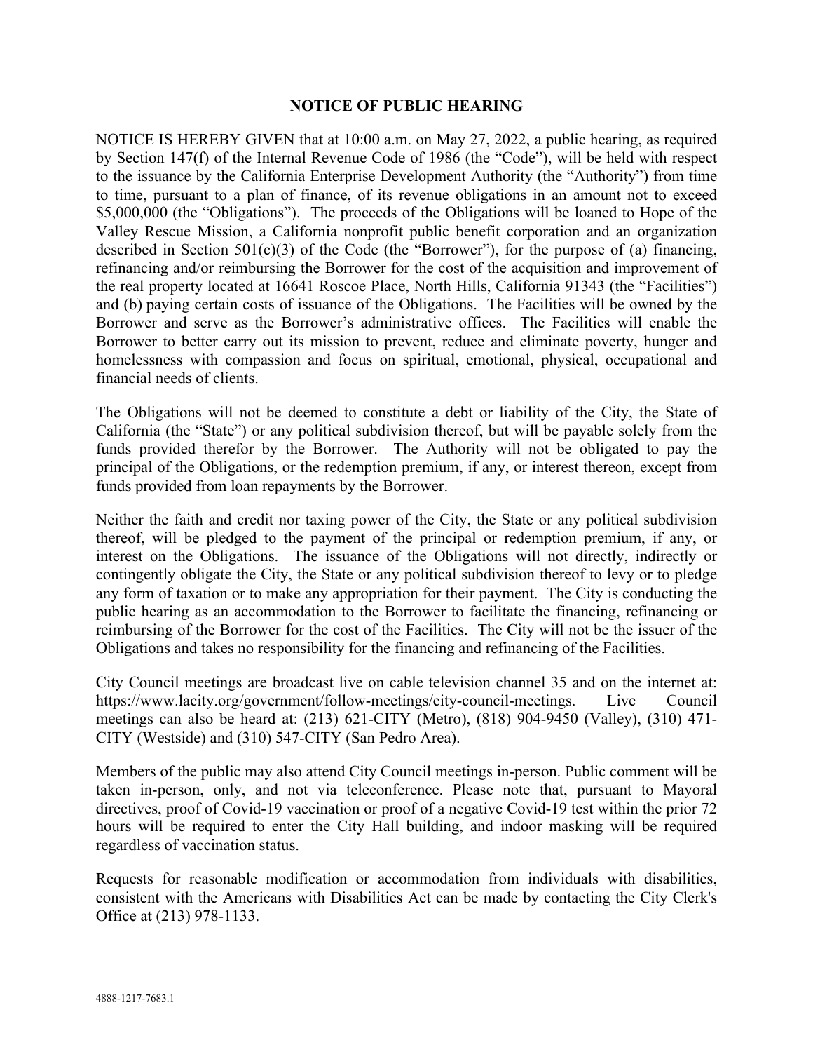## NOTICE OF PUBLIC HEARING

NOTICE IS HEREBY GIVEN that at 10:00 a.m. on May 27, 2022, a public hearing, as required by Section 147(f) of the Internal Revenue Code of 1986 (the "Code"), will be held with respect to the issuance by the California Enterprise Development Authority (the "Authority") from time to time, pursuant to a plan of finance, of its revenue obligations in an amount not to exceed $5,000,000 (the "Obligations"). The proceeds of the Obligations will be loaned to Hope of the Valley Rescue Mission, a California nonprofit public benefit corporation and an organization described in Section 501(c)(3) of the Code (the "Borrower"), for the purpose of (a) financing, refinancing and/or reimbursing the Borrower for the cost of the acquisition and improvement of the real property located at 16641 Roscoe Place, North Hills, California 91343 (the "Facilities") and (b) paying certain costs of issuance of the Obligations. The Facilities will be owned by the Borrower and serve as the Borrower's administrative offices. The Facilities will enable the Borrower to better carry out its mission to prevent, reduce and eliminate poverty, hunger and homelessness with compassion and focus on spiritual, emotional, physical, occupational and financial needs of clients.

The Obligations will not be deemed to constitute a debt or liability of the City, the State of California (the "State") or any political subdivision thereof, but will be payable solely from the funds provided therefor by the Borrower. The Authority will not be obligated to pay the principal of the Obligations, or the redemption premium, if any, or interest thereon, except from funds provided from loan repayments by the Borrower.

Neither the faith and credit nor taxing power of the City, the State or any political subdivision thereof, will be pledged to the payment of the principal or redemption premium, if any, or interest on the Obligations. The issuance of the Obligations will not directly, indirectly or contingently obligate the City, the State or any political subdivision thereof to levy or to pledge any form of taxation or to make any appropriation for their payment. The City is conducting the public hearing as an accommodation to the Borrower to facilitate the financing, refinancing or reimbursing of the Borrower for the cost of the Facilities. The City will not be the issuer of the Obligations and takes no responsibility for the financing and refinancing of the Facilities.

City Council meetings are broadcast live on cable television channel 35 and on the internet at: https://www.lacity.org/government/follow-meetings/city-council-meetings. Live Council meetings can also be heard at: (213) 621-CITY (Metro), (818) 904-9450 (Valley), (310) 471-CITY (Westside) and (310) 547-CITY (San Pedro Area).

Members of the public may also attend City Council meetings in-person. Public comment will be taken in-person, only, and not via teleconference. Please note that, pursuant to Mayoral directives, proof of Covid-19 vaccination or proof of a negative Covid-19 test within the prior 72 hours will be required to enter the City Hall building, and indoor masking will be required regardless of vaccination status.

Requests for reasonable modification or accommodation from individuals with disabilities, consistent with the Americans with Disabilities Act can be made by contacting the City Clerk's Office at (213) 978-1133.

4888-1217-7683.1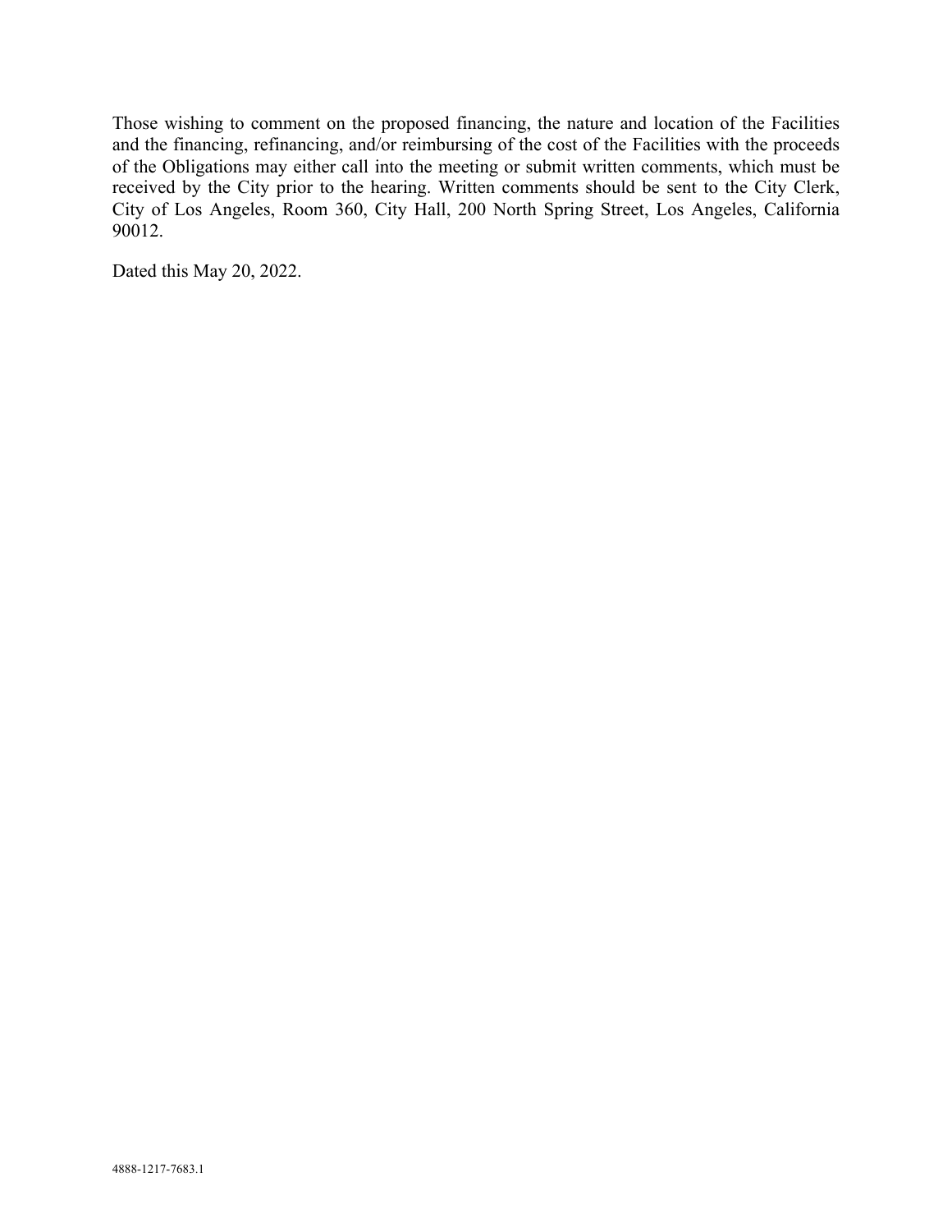Those wishing to comment on the proposed financing, the nature and location of the Facilities and the financing, refinancing, and/or reimbursing of the cost of the Facilities with the proceeds of the Obligations may either call into the meeting or submit written comments, which must be received by the City prior to the hearing. Written comments should be sent to the City Clerk, City of Los Angeles, Room 360, City Hall, 200 North Spring Street, Los Angeles, California 90012.

Dated this May 20, 2022.

4888-1217-7683.1